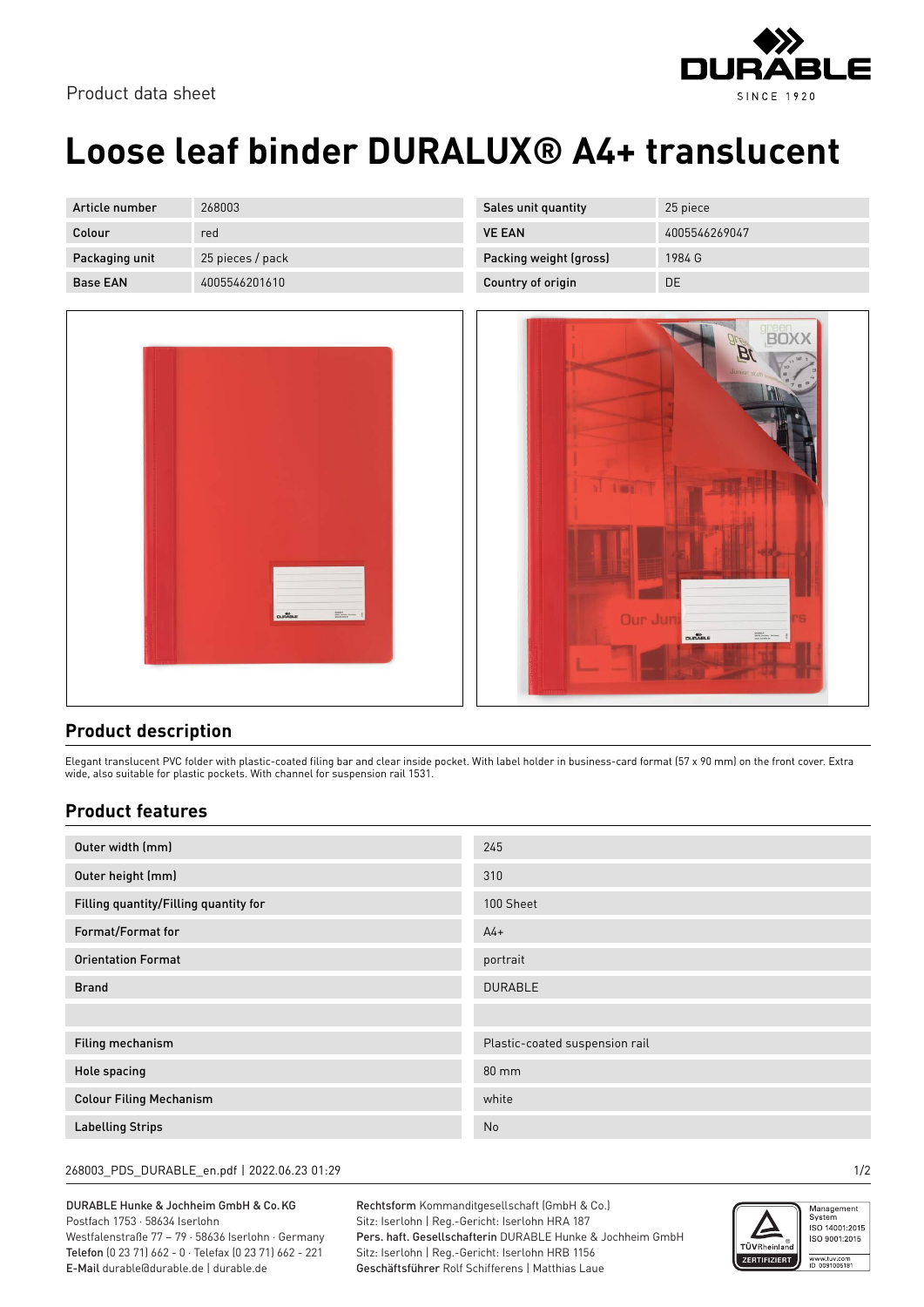Product data sheet

# Loose leaf binder DURALUX® A4+ translucent

| Article number | 268003 |
|---|---|
| Colour | red |
| Packaging unit | 25 pieces / pack |
| Base EAN | 4005546201610 |

| Sales unit quantity | 25 piece |
|---|---|
| VE EAN | 4005546269047 |
| Packing weight (gross) | 1984 G |
| Country of origin | DE |

## Product description

Elegant translucent PVC folder with plastic-coated filing bar and clear inside pocket. With label holder in business-card format (57 x 90 mm) on the front cover. Extra wide, also suitable for plastic pockets. With channel for suspension rail 1531.

## Product features

| Outer width (mm) | 245 |
|---|---|
| Outer height (mm) | 310 |
| Filling quantity/Filling quantity for | 100 Sheet |
| Format/Format for | A4+ |
| Orientation Format | portrait |
| Brand | DURABLE |
| | |
| Filing mechanism | Plastic-coated suspension rail |
| Hole spacing | 80 mm |
| Colour Filing Mechanism | white |
| Labelling Strips | No |

268003_PDS_DURABLE_en.pdf | 2022.06.23 01:29

DURABLE Hunke & Jochheim GmbH & Co. KG
Postfach 1753 · 58634 Iserlohn
Westfalenstraße 77 – 79 · 58636 Iserlohn · Germany
**Telefon** (0 23 71) 662 - 0 · Telefax (0 23 71) 662 - 221
**E-Mail** durable@durable.de | durable.de

**Rechtsform** Kommanditgesellschaft (GmbH & Co.)
Sitz: Iserlohn | Reg.-Gericht: Iserlohn HRA 187
**Pers. haft. Gesellschafterin** DURABLE Hunke & Jochheim GmbH
Sitz: Iserlohn | Reg.-Gericht: Iserlohn HRB 1156
**Geschäftsführer** Rolf Schifferens | Matthias Laue

Management System ISO 14001:2015 ISO 9001:2015
www.tuv.com ID 0091006181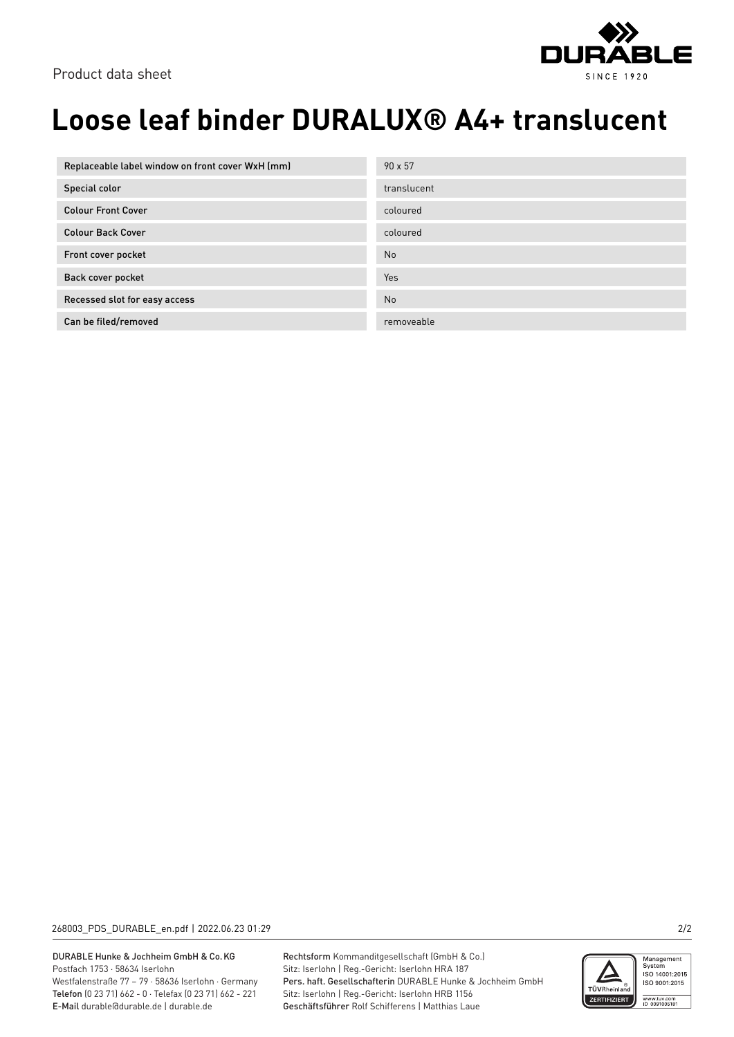# Loose leaf binder DURALUX® A4+ translucent

| | |
|---|---|
| Replaceable label window on front cover WxH (mm) | 90 x 57 |
| Special color | translucent |
| Colour Front Cover | coloured |
| Colour Back Cover | coloured |
| Front cover pocket | No |
| Back cover pocket | Yes |
| Recessed slot for easy access | No |
| Can be filed/removed | removeable |

DURABLE Hunke & Jochheim GmbH & Co. KG
Postfach 1753 · 58634 Iserlohn
Westfalenstraße 77 – 79 · 58636 Iserlohn · Germany
Telefon (0 23 71) 662 - 0 · Telefax (0 23 71) 662 - 221
E-Mail durable@durable.de | durable.de

Rechtsform Kommanditgesellschaft (GmbH & Co.)
Sitz: Iserlohn | Reg.-Gericht: Iserlohn HRA 187
Pers. haft. Gesellschafterin DURABLE Hunke & Jochheim GmbH
Sitz: Iserlohn | Reg.-Gericht: Iserlohn HRB 1156
Geschäftsführer Rolf Schifferens | Matthias Laue